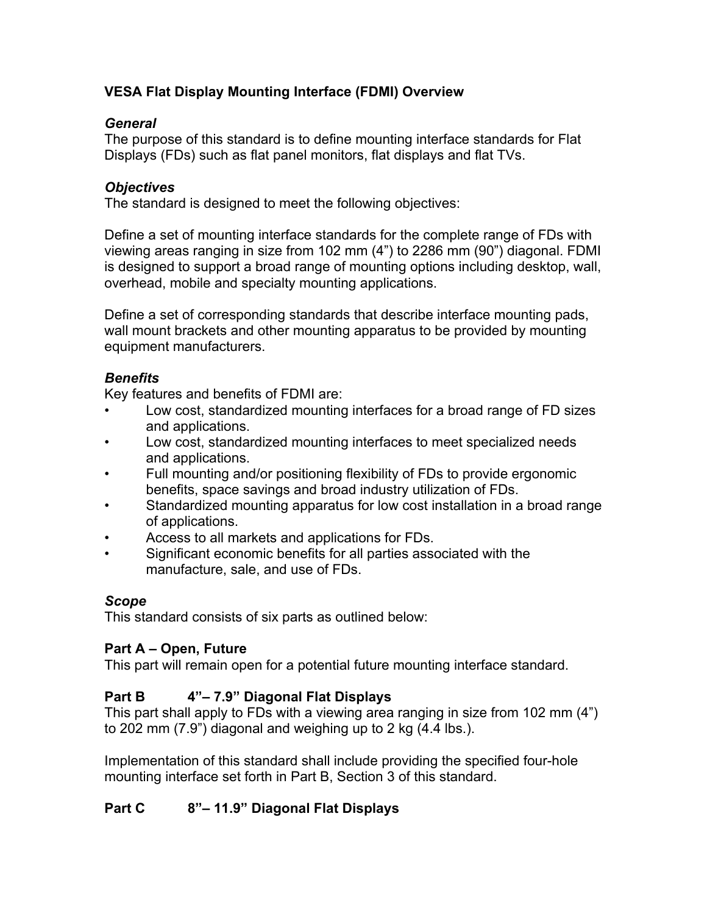# VESA Flat Display Mounting Interface (FDMI) Overview

### *General*

The purpose of this standard is to define mounting interface standards for Flat Displays (FDs) such as flat panel monitors, flat displays and flat TVs.

### *Objectives*

The standard is designed to meet the following objectives:

Define a set of mounting interface standards for the complete range of FDs with viewing areas ranging in size from 102 mm (4") to 2286 mm (90") diagonal. FDMI is designed to support a broad range of mounting options including desktop, wall, overhead, mobile and specialty mounting applications.

Define a set of corresponding standards that describe interface mounting pads, wall mount brackets and other mounting apparatus to be provided by mounting equipment manufacturers.

### *Benefits*

Key features and benefits of FDMI are:

- Low cost, standardized mounting interfaces for a broad range of FD sizes and applications.
- Low cost, standardized mounting interfaces to meet specialized needs and applications.
- Full mounting and/or positioning flexibility of FDs to provide ergonomic benefits, space savings and broad industry utilization of FDs.
- Standardized mounting apparatus for low cost installation in a broad range of applications.
- Access to all markets and applications for FDs.
- Significant economic benefits for all parties associated with the manufacture, sale, and use of FDs.

### *Scope*

This standard consists of six parts as outlined below:

## Part A – Open, Future

This part will remain open for a potential future mounting interface standard.

## Part B 4"– 7.9" Diagonal Flat Displays

This part shall apply to FDs with a viewing area ranging in size from 102 mm (4") to 202 mm (7.9") diagonal and weighing up to 2 kg (4.4 lbs.).

Implementation of this standard shall include providing the specified four-hole mounting interface set forth in Part B, Section 3 of this standard.

## Part C 8"– 11.9" Diagonal Flat Displays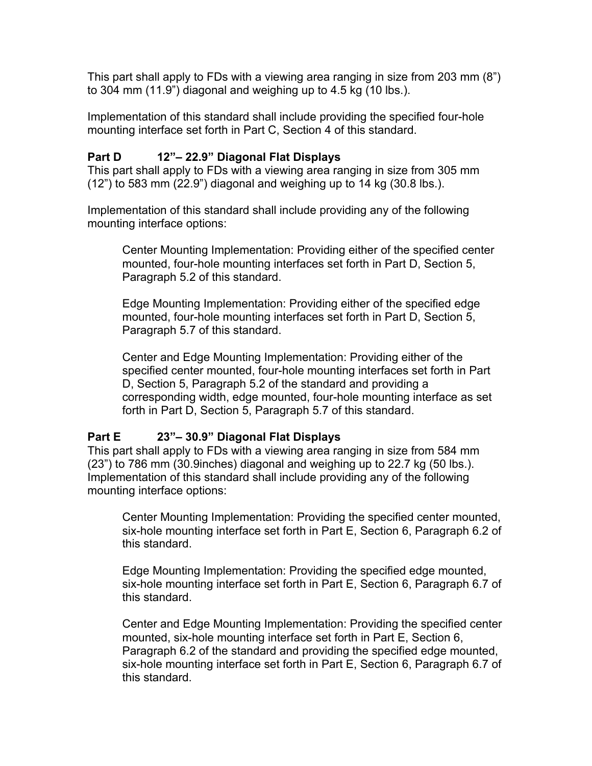This part shall apply to FDs with a viewing area ranging in size from 203 mm (8") to 304 mm (11.9") diagonal and weighing up to 4.5 kg (10 lbs.).

Implementation of this standard shall include providing the specified four-hole mounting interface set forth in Part C, Section 4 of this standard.

### Part D 12"– 22.9" Diagonal Flat Displays

This part shall apply to FDs with a viewing area ranging in size from 305 mm (12") to 583 mm (22.9") diagonal and weighing up to 14 kg (30.8 lbs.).

Implementation of this standard shall include providing any of the following mounting interface options:

> Center Mounting Implementation: Providing either of the specified center mounted, four-hole mounting interfaces set forth in Part D, Section 5, Paragraph 5.2 of this standard.
>
> Edge Mounting Implementation: Providing either of the specified edge mounted, four-hole mounting interfaces set forth in Part D, Section 5, Paragraph 5.7 of this standard.
>
> Center and Edge Mounting Implementation: Providing either of the specified center mounted, four-hole mounting interfaces set forth in Part D, Section 5, Paragraph 5.2 of the standard and providing a corresponding width, edge mounted, four-hole mounting interface as set forth in Part D, Section 5, Paragraph 5.7 of this standard.

### Part E 23"– 30.9" Diagonal Flat Displays

This part shall apply to FDs with a viewing area ranging in size from 584 mm (23") to 786 mm (30.9inches) diagonal and weighing up to 22.7 kg (50 lbs.). Implementation of this standard shall include providing any of the following mounting interface options:

> Center Mounting Implementation: Providing the specified center mounted, six-hole mounting interface set forth in Part E, Section 6, Paragraph 6.2 of this standard.
>
> Edge Mounting Implementation: Providing the specified edge mounted, six-hole mounting interface set forth in Part E, Section 6, Paragraph 6.7 of this standard.
>
> Center and Edge Mounting Implementation: Providing the specified center mounted, six-hole mounting interface set forth in Part E, Section 6, Paragraph 6.2 of the standard and providing the specified edge mounted, six-hole mounting interface set forth in Part E, Section 6, Paragraph 6.7 of this standard.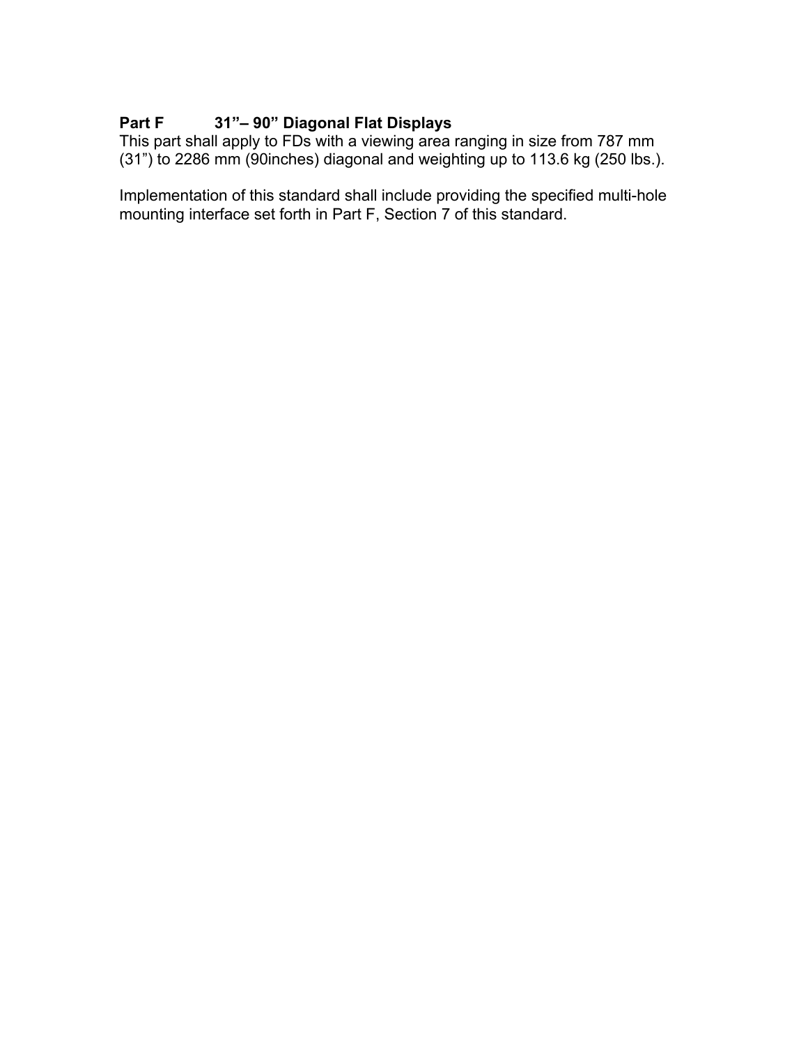**Part F 31"– 90" Diagonal Flat Displays**

This part shall apply to FDs with a viewing area ranging in size from 787 mm (31") to 2286 mm (90inches) diagonal and weighting up to 113.6 kg (250 lbs.).

Implementation of this standard shall include providing the specified multi-hole mounting interface set forth in Part F, Section 7 of this standard.